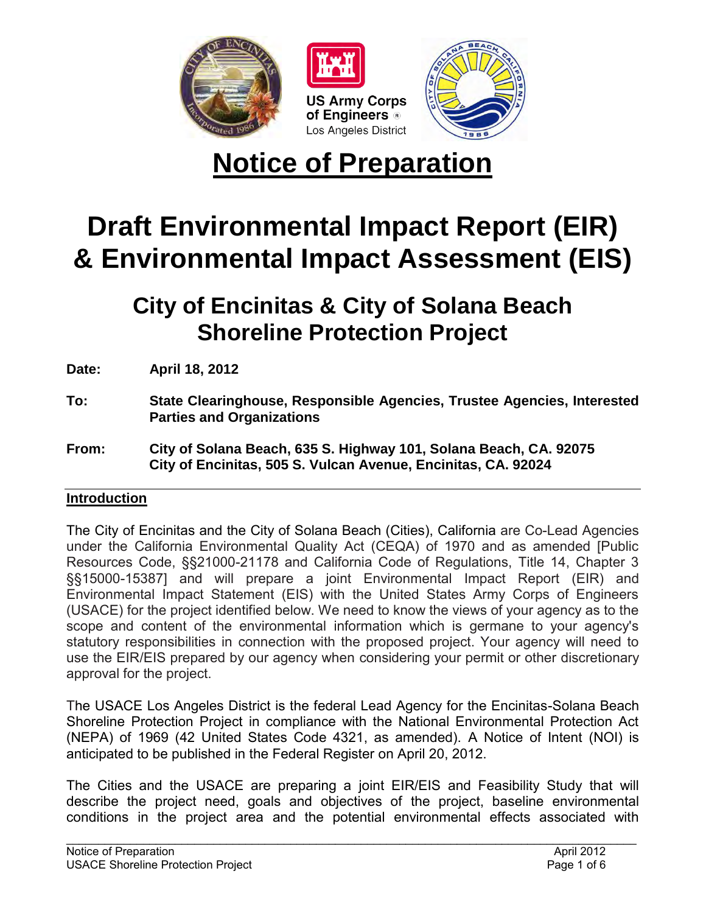US Army Corps of Engineers®
Los Angeles District

# Notice of Preparation

# Draft Environmental Impact Report (EIR) & Environmental Impact Assessment (EIS)

## City of Encinitas & City of Solana Beach Shoreline Protection Project

**Date:** **April 18, 2012**

**To:** **State Clearinghouse, Responsible Agencies, Trustee Agencies, Interested Parties and Organizations**

**From:** **City of Solana Beach, 635 S. Highway 101, Solana Beach, CA. 92075**
**City of Encinitas, 505 S. Vulcan Avenue, Encinitas, CA. 92024**

### Introduction

The City of Encinitas and the City of Solana Beach (Cities), California are Co-Lead Agencies under the California Environmental Quality Act (CEQA) of 1970 and as amended [Public Resources Code, §§21000-21178 and California Code of Regulations, Title 14, Chapter 3 §§15000-15387] and will prepare a joint Environmental Impact Report (EIR) and Environmental Impact Statement (EIS) with the United States Army Corps of Engineers (USACE) for the project identified below. We need to know the views of your agency as to the scope and content of the environmental information which is germane to your agency's statutory responsibilities in connection with the proposed project. Your agency will need to use the EIR/EIS prepared by our agency when considering your permit or other discretionary approval for the project.

The USACE Los Angeles District is the federal Lead Agency for the Encinitas-Solana Beach Shoreline Protection Project in compliance with the National Environmental Protection Act (NEPA) of 1969 (42 United States Code 4321, as amended). A Notice of Intent (NOI) is anticipated to be published in the Federal Register on April 20, 2012.

The Cities and the USACE are preparing a joint EIR/EIS and Feasibility Study that will describe the project need, goals and objectives of the project, baseline environmental conditions in the project area and the potential environmental effects associated with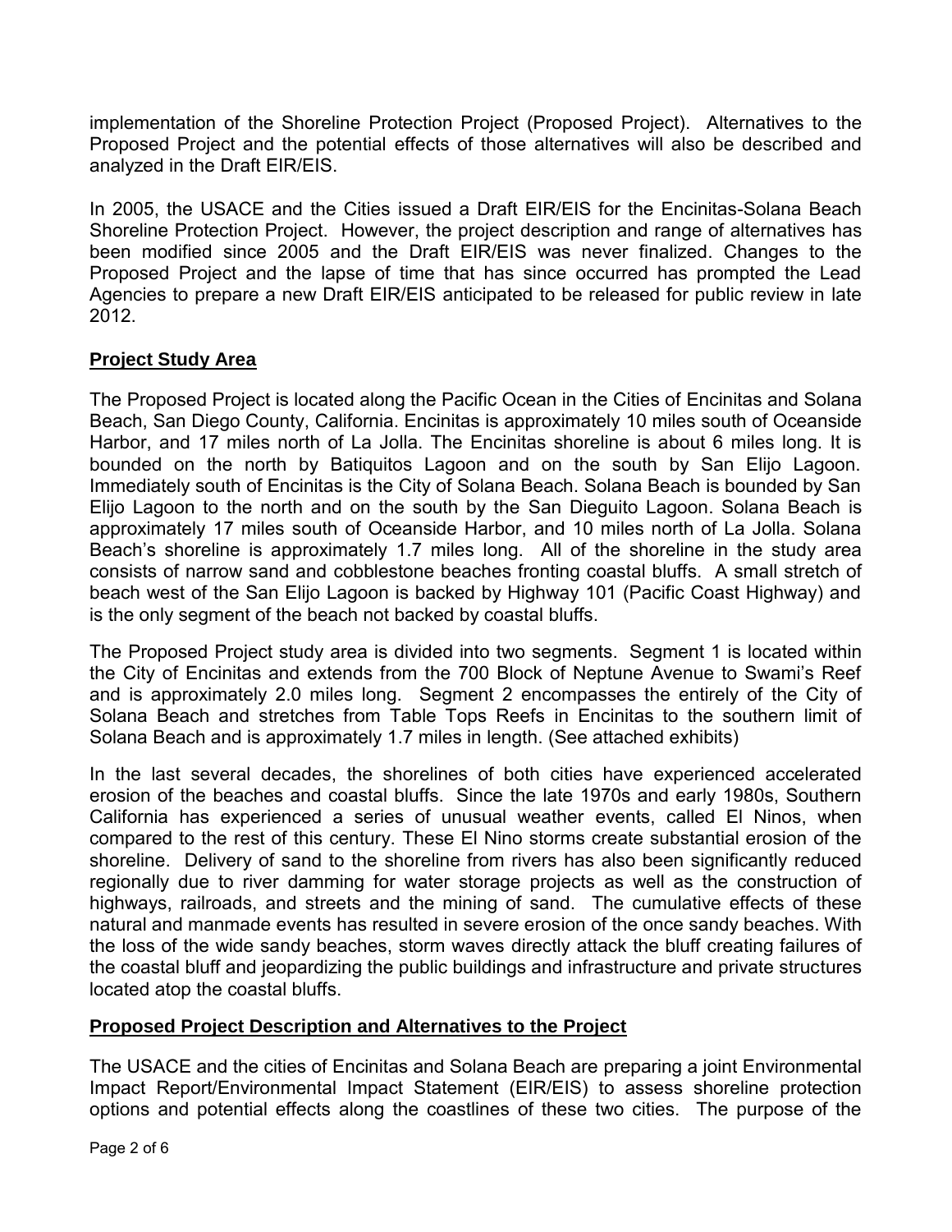implementation of the Shoreline Protection Project (Proposed Project). Alternatives to the Proposed Project and the potential effects of those alternatives will also be described and analyzed in the Draft EIR/EIS.

In 2005, the USACE and the Cities issued a Draft EIR/EIS for the Encinitas-Solana Beach Shoreline Protection Project. However, the project description and range of alternatives has been modified since 2005 and the Draft EIR/EIS was never finalized. Changes to the Proposed Project and the lapse of time that has since occurred has prompted the Lead Agencies to prepare a new Draft EIR/EIS anticipated to be released for public review in late 2012.

## **Project Study Area**

The Proposed Project is located along the Pacific Ocean in the Cities of Encinitas and Solana Beach, San Diego County, California. Encinitas is approximately 10 miles south of Oceanside Harbor, and 17 miles north of La Jolla. The Encinitas shoreline is about 6 miles long. It is bounded on the north by Batiquitos Lagoon and on the south by San Elijo Lagoon. Immediately south of Encinitas is the City of Solana Beach. Solana Beach is bounded by San Elijo Lagoon to the north and on the south by the San Dieguito Lagoon. Solana Beach is approximately 17 miles south of Oceanside Harbor, and 10 miles north of La Jolla. Solana Beach's shoreline is approximately 1.7 miles long. All of the shoreline in the study area consists of narrow sand and cobblestone beaches fronting coastal bluffs. A small stretch of beach west of the San Elijo Lagoon is backed by Highway 101 (Pacific Coast Highway) and is the only segment of the beach not backed by coastal bluffs.

The Proposed Project study area is divided into two segments. Segment 1 is located within the City of Encinitas and extends from the 700 Block of Neptune Avenue to Swami's Reef and is approximately 2.0 miles long. Segment 2 encompasses the entirely of the City of Solana Beach and stretches from Table Tops Reefs in Encinitas to the southern limit of Solana Beach and is approximately 1.7 miles in length. (See attached exhibits)

In the last several decades, the shorelines of both cities have experienced accelerated erosion of the beaches and coastal bluffs. Since the late 1970s and early 1980s, Southern California has experienced a series of unusual weather events, called El Ninos, when compared to the rest of this century. These El Nino storms create substantial erosion of the shoreline. Delivery of sand to the shoreline from rivers has also been significantly reduced regionally due to river damming for water storage projects as well as the construction of highways, railroads, and streets and the mining of sand. The cumulative effects of these natural and manmade events has resulted in severe erosion of the once sandy beaches. With the loss of the wide sandy beaches, storm waves directly attack the bluff creating failures of the coastal bluff and jeopardizing the public buildings and infrastructure and private structures located atop the coastal bluffs.

## **Proposed Project Description and Alternatives to the Project**

The USACE and the cities of Encinitas and Solana Beach are preparing a joint Environmental Impact Report/Environmental Impact Statement (EIR/EIS) to assess shoreline protection options and potential effects along the coastlines of these two cities. The purpose of the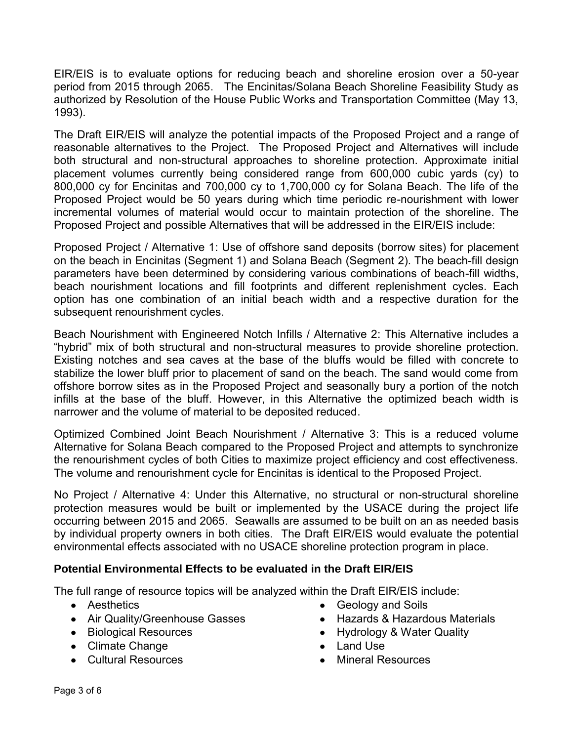EIR/EIS is to evaluate options for reducing beach and shoreline erosion over a 50-year period from 2015 through 2065. The Encinitas/Solana Beach Shoreline Feasibility Study as authorized by Resolution of the House Public Works and Transportation Committee (May 13, 1993).

The Draft EIR/EIS will analyze the potential impacts of the Proposed Project and a range of reasonable alternatives to the Project. The Proposed Project and Alternatives will include both structural and non-structural approaches to shoreline protection. Approximate initial placement volumes currently being considered range from 600,000 cubic yards (cy) to 800,000 cy for Encinitas and 700,000 cy to 1,700,000 cy for Solana Beach. The life of the Proposed Project would be 50 years during which time periodic re-nourishment with lower incremental volumes of material would occur to maintain protection of the shoreline. The Proposed Project and possible Alternatives that will be addressed in the EIR/EIS include:

Proposed Project / Alternative 1: Use of offshore sand deposits (borrow sites) for placement on the beach in Encinitas (Segment 1) and Solana Beach (Segment 2). The beach-fill design parameters have been determined by considering various combinations of beach-fill widths, beach nourishment locations and fill footprints and different replenishment cycles. Each option has one combination of an initial beach width and a respective duration for the subsequent renourishment cycles.

Beach Nourishment with Engineered Notch Infills / Alternative 2: This Alternative includes a "hybrid" mix of both structural and non-structural measures to provide shoreline protection. Existing notches and sea caves at the base of the bluffs would be filled with concrete to stabilize the lower bluff prior to placement of sand on the beach. The sand would come from offshore borrow sites as in the Proposed Project and seasonally bury a portion of the notch infills at the base of the bluff. However, in this Alternative the optimized beach width is narrower and the volume of material to be deposited reduced.

Optimized Combined Joint Beach Nourishment / Alternative 3: This is a reduced volume Alternative for Solana Beach compared to the Proposed Project and attempts to synchronize the renourishment cycles of both Cities to maximize project efficiency and cost effectiveness. The volume and renourishment cycle for Encinitas is identical to the Proposed Project.

No Project / Alternative 4: Under this Alternative, no structural or non-structural shoreline protection measures would be built or implemented by the USACE during the project life occurring between 2015 and 2065. Seawalls are assumed to be built on an as needed basis by individual property owners in both cities. The Draft EIR/EIS would evaluate the potential environmental effects associated with no USACE shoreline protection program in place.

**Potential Environmental Effects to be evaluated in the Draft EIR/EIS**

The full range of resource topics will be analyzed within the Draft EIR/EIS include:

- Aesthetics
- Air Quality/Greenhouse Gasses
- Biological Resources
- Climate Change
- Cultural Resources
- Geology and Soils
- Hazards & Hazardous Materials
- Hydrology & Water Quality
- Land Use
- Mineral Resources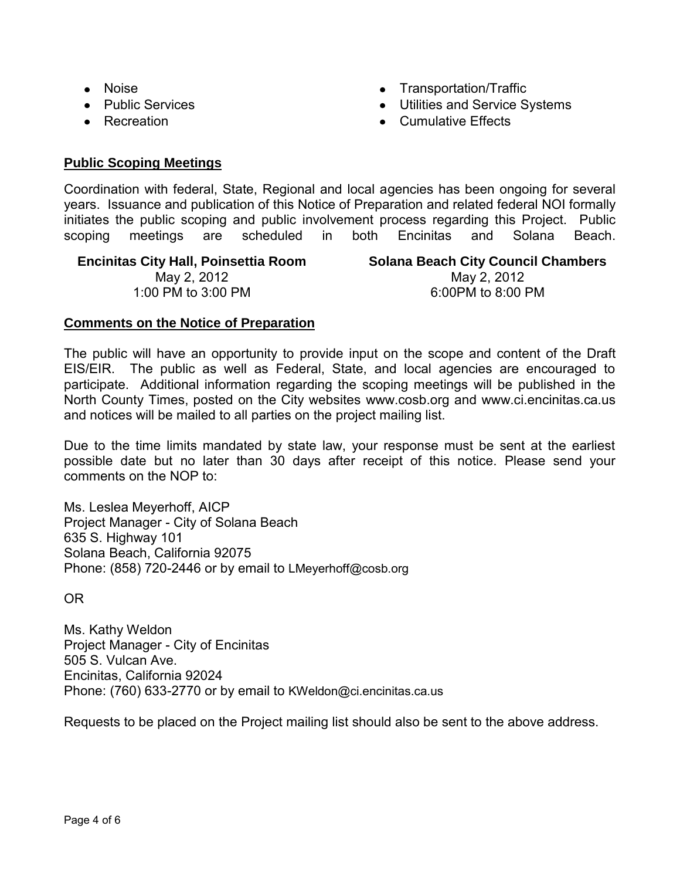- Noise
- Public Services
- Recreation
- Transportation/Traffic
- Utilities and Service Systems
- Cumulative Effects

**Public Scoping Meetings**

Coordination with federal, State, Regional and local agencies has been ongoing for several years. Issuance and publication of this Notice of Preparation and related federal NOI formally initiates the public scoping and public involvement process regarding this Project. Public scoping meetings are scheduled in both Encinitas and Solana Beach.

**Encinitas City Hall, Poinsettia Room**
May 2, 2012
1:00 PM to 3:00 PM

**Solana Beach City Council Chambers**
May 2, 2012
6:00PM to 8:00 PM

**Comments on the Notice of Preparation**

The public will have an opportunity to provide input on the scope and content of the Draft EIS/EIR. The public as well as Federal, State, and local agencies are encouraged to participate. Additional information regarding the scoping meetings will be published in the North County Times, posted on the City websites www.cosb.org and www.ci.encinitas.ca.us and notices will be mailed to all parties on the project mailing list.

Due to the time limits mandated by state law, your response must be sent at the earliest possible date but no later than 30 days after receipt of this notice. Please send your comments on the NOP to:

Ms. Leslea Meyerhoff, AICP
Project Manager - City of Solana Beach
635 S. Highway 101
Solana Beach, California 92075
Phone: (858) 720-2446 or by email to LMeyerhoff@cosb.org

OR

Ms. Kathy Weldon
Project Manager - City of Encinitas
505 S. Vulcan Ave.
Encinitas, California 92024
Phone: (760) 633-2770 or by email to KWeldon@ci.encinitas.ca.us

Requests to be placed on the Project mailing list should also be sent to the above address.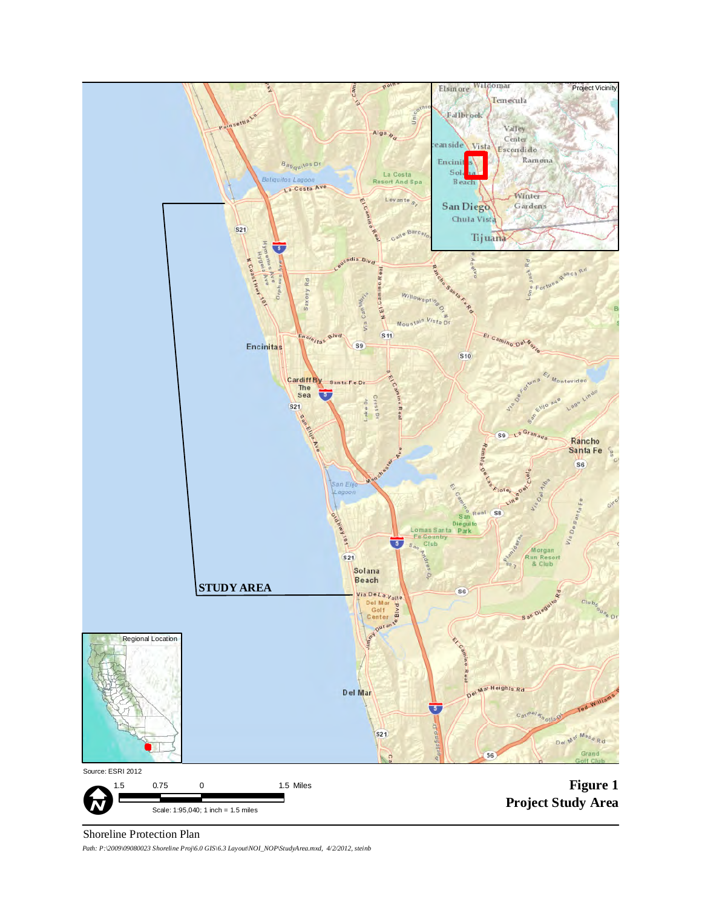Source: ESRI 2012

1.5 0.75 0 1.5 Miles

Scale: 1:95,040; 1 inch = 1.5 miles

**Figure 1**
**Project Study Area**

Shoreline Protection Plan

*Path: P:\2009\09080023 Shoreline Proj\6.0 GIS\6.3 Layout\NOI_NOP\StudyArea.mxd, 4/2/2012, steinb*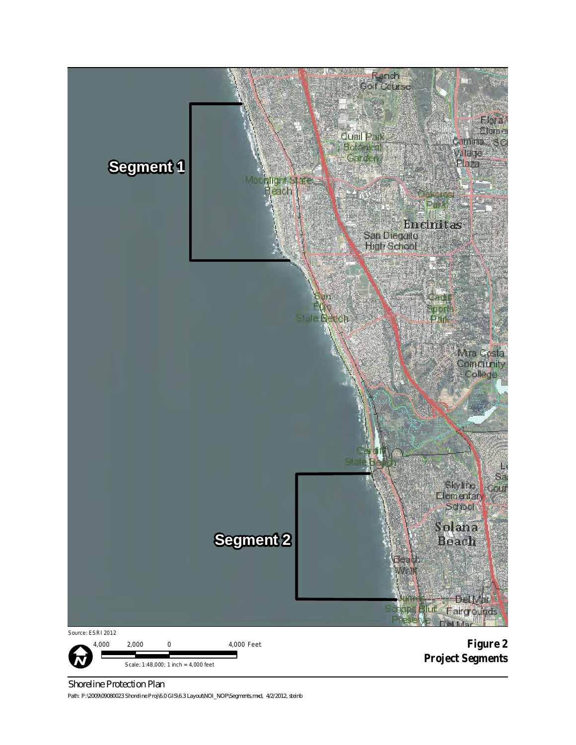Segment 1

Segment 2

Source: ESRI 2012

4,000 2,000 0 4,000 Feet

Scale: 1:48,000; 1 inch = 4,000 feet

**Figure 2**
**Project Segments**

Shoreline Protection Plan

Path: P:\2009\09080023 Shoreline Proj\6.0 GIS\6.3 Layout\NOI_NOP\Segments.mxd, 4/2/2012, steinb